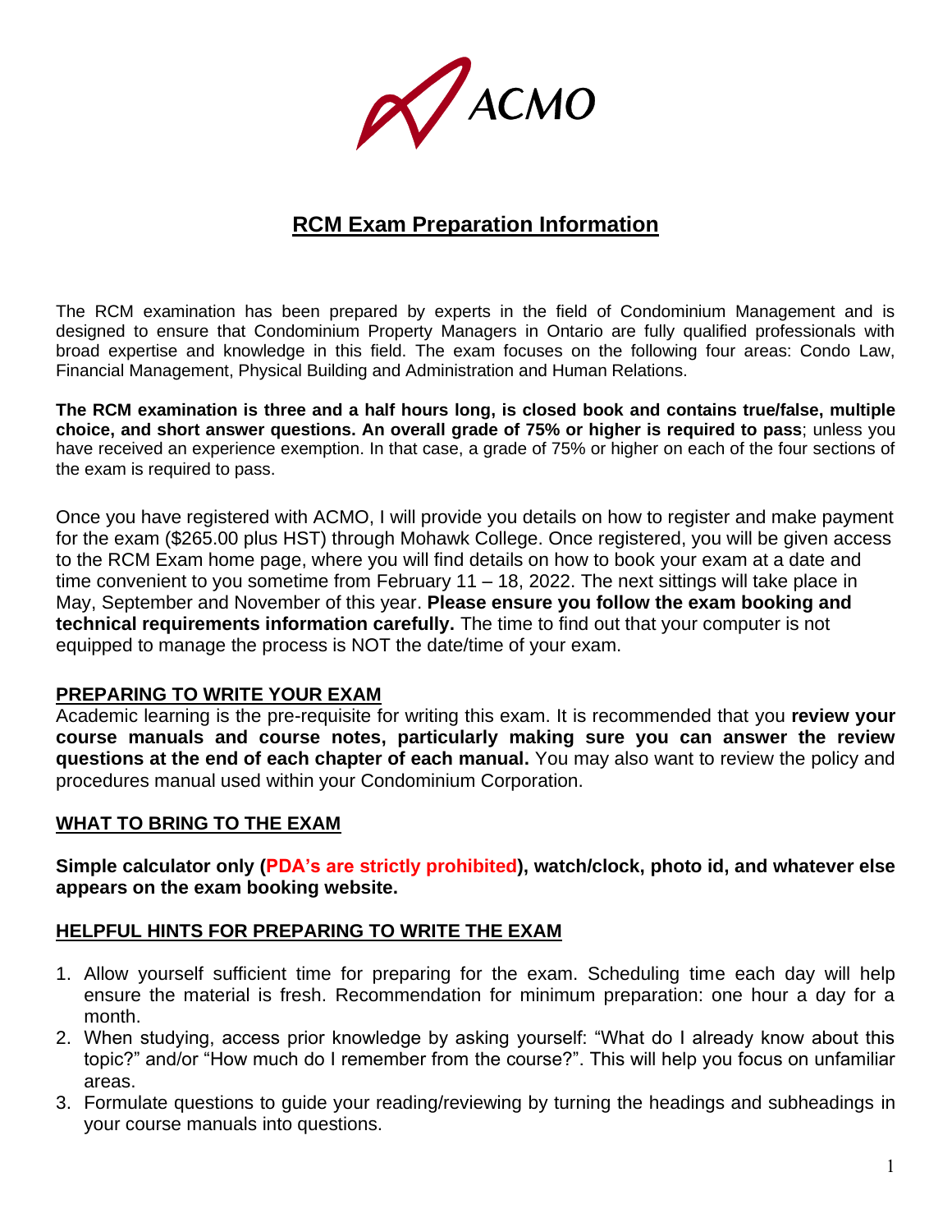ACMO

# RCM Exam Preparation Information

The RCM examination has been prepared by experts in the field of Condominium Management and is designed to ensure that Condominium Property Managers in Ontario are fully qualified professionals with broad expertise and knowledge in this field. The exam focuses on the following four areas: Condo Law, Financial Management, Physical Building and Administration and Human Relations.

**The RCM examination is three and a half hours long, is closed book and contains true/false, multiple choice, and short answer questions. An overall grade of 75% or higher is required to pass**; unless you have received an experience exemption. In that case, a grade of 75% or higher on each of the four sections of the exam is required to pass.

Once you have registered with ACMO, I will provide you details on how to register and make payment for the exam ($265.00 plus HST) through Mohawk College. Once registered, you will be given access to the RCM Exam home page, where you will find details on how to book your exam at a date and time convenient to you sometime from February 11 – 18, 2022. The next sittings will take place in May, September and November of this year. **Please ensure you follow the exam booking and technical requirements information carefully.** The time to find out that your computer is not equipped to manage the process is NOT the date/time of your exam.

## PREPARING TO WRITE YOUR EXAM

Academic learning is the pre-requisite for writing this exam. It is recommended that you **review your course manuals and course notes, particularly making sure you can answer the review questions at the end of each chapter of each manual.** You may also want to review the policy and procedures manual used within your Condominium Corporation.

## WHAT TO BRING TO THE EXAM

**Simple calculator only (PDA's are strictly prohibited), watch/clock, photo id, and whatever else appears on the exam booking website.**

## HELPFUL HINTS FOR PREPARING TO WRITE THE EXAM

1. Allow yourself sufficient time for preparing for the exam. Scheduling time each day will help ensure the material is fresh. Recommendation for minimum preparation: one hour a day for a month.
2. When studying, access prior knowledge by asking yourself: "What do I already know about this topic?" and/or "How much do I remember from the course?". This will help you focus on unfamiliar areas.
3. Formulate questions to guide your reading/reviewing by turning the headings and subheadings in your course manuals into questions.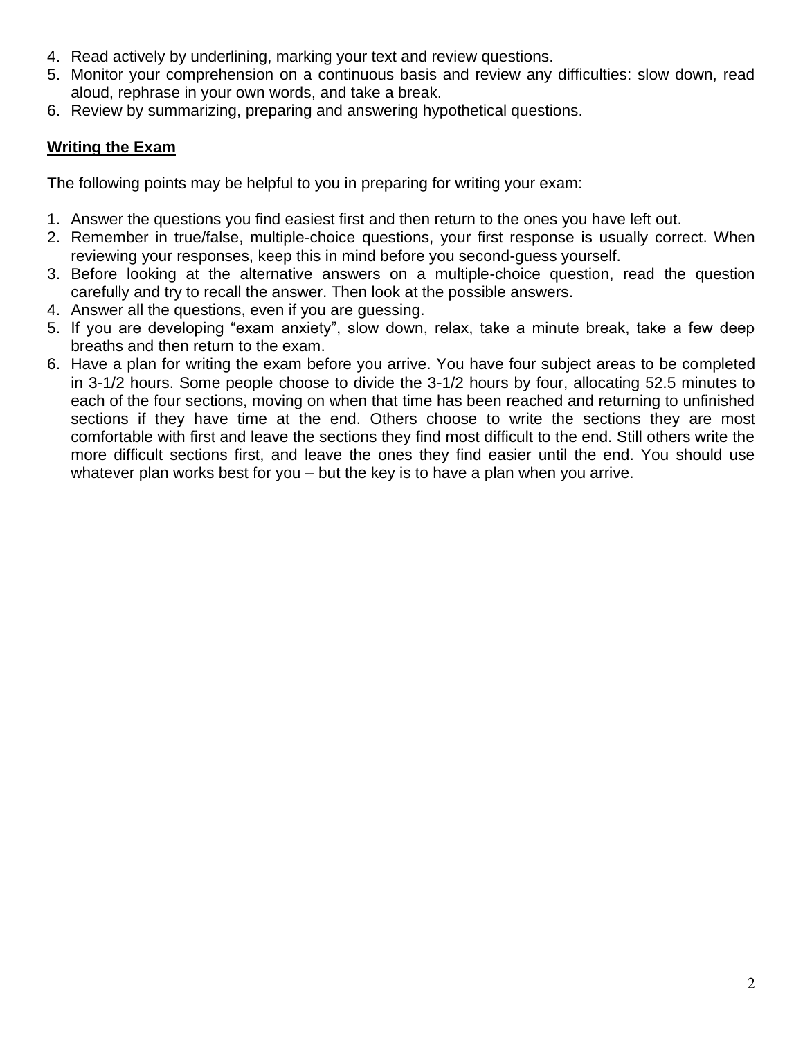4. Read actively by underlining, marking your text and review questions.
5. Monitor your comprehension on a continuous basis and review any difficulties: slow down, read aloud, rephrase in your own words, and take a break.
6. Review by summarizing, preparing and answering hypothetical questions.

**Writing the Exam**

The following points may be helpful to you in preparing for writing your exam:

1. Answer the questions you find easiest first and then return to the ones you have left out.
2. Remember in true/false, multiple-choice questions, your first response is usually correct. When reviewing your responses, keep this in mind before you second-guess yourself.
3. Before looking at the alternative answers on a multiple-choice question, read the question carefully and try to recall the answer. Then look at the possible answers.
4. Answer all the questions, even if you are guessing.
5. If you are developing "exam anxiety", slow down, relax, take a minute break, take a few deep breaths and then return to the exam.
6. Have a plan for writing the exam before you arrive. You have four subject areas to be completed in 3-1/2 hours. Some people choose to divide the 3-1/2 hours by four, allocating 52.5 minutes to each of the four sections, moving on when that time has been reached and returning to unfinished sections if they have time at the end. Others choose to write the sections they are most comfortable with first and leave the sections they find most difficult to the end. Still others write the more difficult sections first, and leave the ones they find easier until the end. You should use whatever plan works best for you – but the key is to have a plan when you arrive.